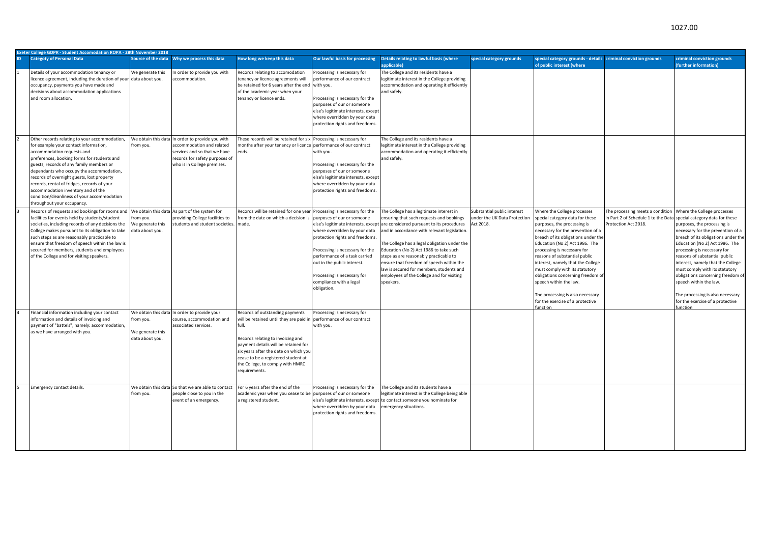1027.00

| Exeter College GDPR - Student Accomodation ROPA - 28th November 2018 | | | | | | | | | | | |
|---|---|---|---|---|---|---|---|---|---|---|---|
| ID | Categoty of Personal Data | Source of the data | Why we process this data | How long we keep this data | Our lawful basis for processing | Details relating to lawful basis (where applicable) | special category grounds | special category grounds - details of public interest (where | criminal conviction grounds | criminal conviction grounds (further information) |
| 1 | Details of your accommodation tenancy or licence agreement, including the duration of your occupancy, payments you have made and decisions about accommodation applications and room allocation. | We generate this data about you. | In order to provide you with accommodation. | Records relating to accomodation tenancy or licence agreements will be retained for 6 years after the end of the academic year when your tenancy or licence ends. | Processing is necessary for performance of our contract with you.<br><br>Processing is necessary for the purposes of our or someone else's legitimate interests, except where overridden by your data protection rights and freedoms. | The College and its residents have a legitimate interest in the College providing accommodation and operating it efficiently and safely. | | | | |
| 2 | Other records relating to your accommodation, for example your contact information, accommodation requests and preferences, booking forms for students and guests, records of any family members or dependants who occupy the accommodation, records of overnight guests, lost property records, rental of fridges, records of your accommodation inventory and of the condition/cleanliness of your accommodation throughout your occupancy. | We obtain this data from you. | In order to provide you with accommodation and related services and so that we have records for safety purposes of who is in College premises. | These records will be retained for six months after your tenancy or licence ends. | Processing is necessary for performance of our contract with you.<br><br>Processing is necessary for the purposes of our or someone else's legitimate interests, except where overridden by your data protection rights and freedoms. | The College and its residents have a legitimate interest in the College providing accommodation and operating it efficiently and safely. | | | | |
| 3 | Records of requests and bookings for rooms and facilities for events held by students/student societies, including records of any decisions the College makes pursuant to its obligation to take such steps as are reasonably practicable to ensure that freedom of speech within the law is secured for members, students and employees of the College and for visiting speakers. | We obtain this data from you. We generate this data about you. | As part of the system for providing College facilities to students and student societies. | Records will be retained for one year from the date on which a decision is made. | Processing is necessary for the purposes of our or someone else's legitimate interests, except where overridden by your data protection rights and freedoms.<br><br>Processing is necessary for the performance of a task carried out in the public interest.<br><br>Processing is necessary for compliance with a legal obligation. | The College has a legitimate interest in ensuring that such requests and bookings are considered pursuant to its procedures and in accordance with relevant legislation.<br><br>The College has a legal obligation under the Education (No 2) Act 1986 to take such steps as are reasonably practicable to ensure that freedom of speech within the law is secured for members, students and employees of the College and for visiting speakers. | Substantial public interest under the UK Data Protection Act 2018. | Where the College processes special category data for these purposes, the processing is necessary for the prevention of a breach of its obligations under the Education (No 2) Act 1986. The processing is necessary for reasons of substantial public interest, namely that the College must comply with its statutory obligations concerning freedom of speech within the law.<br><br>The processing is also necessary for the exercise of a protective function | The processing meets a condition in Part 2 of Schedule 1 to the Data Protection Act 2018. | Where the College processes special category data for these purposes, the processing is necessary for the prevention of a breach of its obligations under the Education (No 2) Act 1986. The processing is necessary for reasons of substantial public interest, namely that the College must comply with its statutory obligations concerning freedom of speech within the law.<br><br>The processing is also necessary for the exercise of a protective function |
| 4 | Financial information including your contact information and details of invoicing and payment of "battels", namely: accommodation, as we have arranged with you. | We obtain this data from you.<br><br>We generate this data about you. | In order to provide your course, accommodation and associated services. | Records of outstanding payments will be retained until they are paid in full.<br><br>Records relating to invoicing and payment details will be retained for six years after the date on which you cease to be a registered student at the College, to comply with HMRC requirements. | Processing is necessary for performance of our contract with you. | | | | | |
| 5 | Emergency contact details. | We obtain this data from you. | So that we are able to contact people close to you in the event of an emergency. | For 6 years after the end of the academic year when you cease to be a registered student. | Processing is necessary for the purposes of our or someone else's legitimate interests, except where overridden by your data protection rights and freedoms. | The College and its students have a legitimate interest in the College being able to contact someone you nominate for emergency situations. | | | | |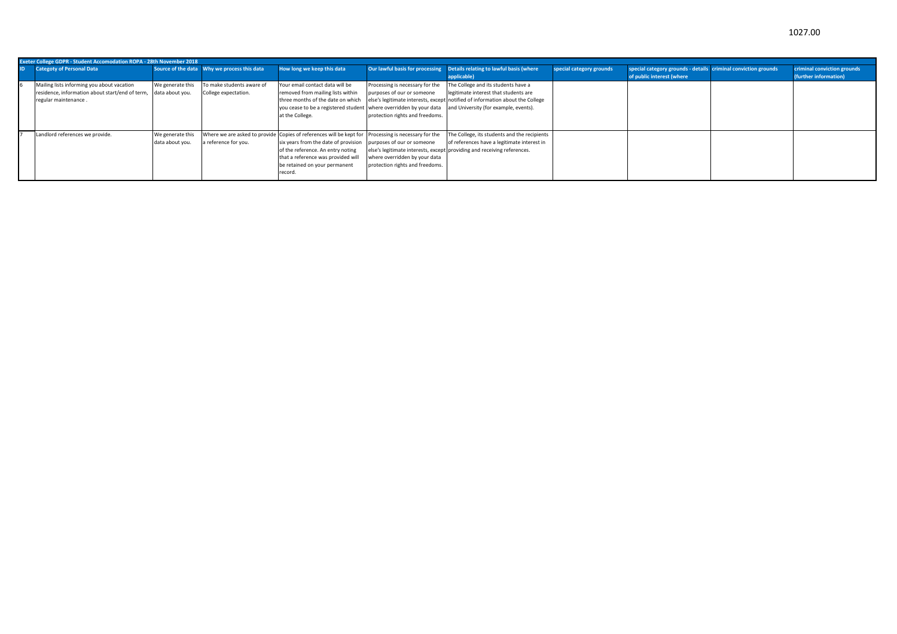| Exeter College GDPR - Student Accomodation ROPA - 28th November 2018 | | | | | | | | | | |
|---|---|---|---|---|---|---|---|---|---|---|
| ID | Categoty of Personal Data | Source of the data | Why we process this data | How long we keep this data | Our lawful basis for processing | Details relating to lawful basis (where applicable) | special category grounds | special category grounds - details of public interest (where | criminal conviction grounds | criminal conviction grounds (further information) |
| 6 | Mailing lists informing you about vacation residence, information about start/end of term, regular maintenance . | We generate this data about you. | To make students aware of College expectation. | Your email contact data will be removed from mailing lists within three months of the date on which you cease to be a registered student at the College. | Processing is necessary for the purposes of our or someone else's legitimate interests, except where overridden by your data protection rights and freedoms. | The College and its students have a legitimate interest that students are notified of information about the College and University (for example, events). | | | | |
| 7 | Landlord references we provide. | We generate this data about you. | Where we are asked to provide a reference for you. | Copies of references will be kept for six years from the date of provision of the reference. An entry noting that a reference was provided will be retained on your permanent record. | Processing is necessary for the purposes of our or someone else's legitimate interests, except where overridden by your data protection rights and freedoms. | The College, its students and the recipients of references have a legitimate interest in providing and receiving references. | | | | |